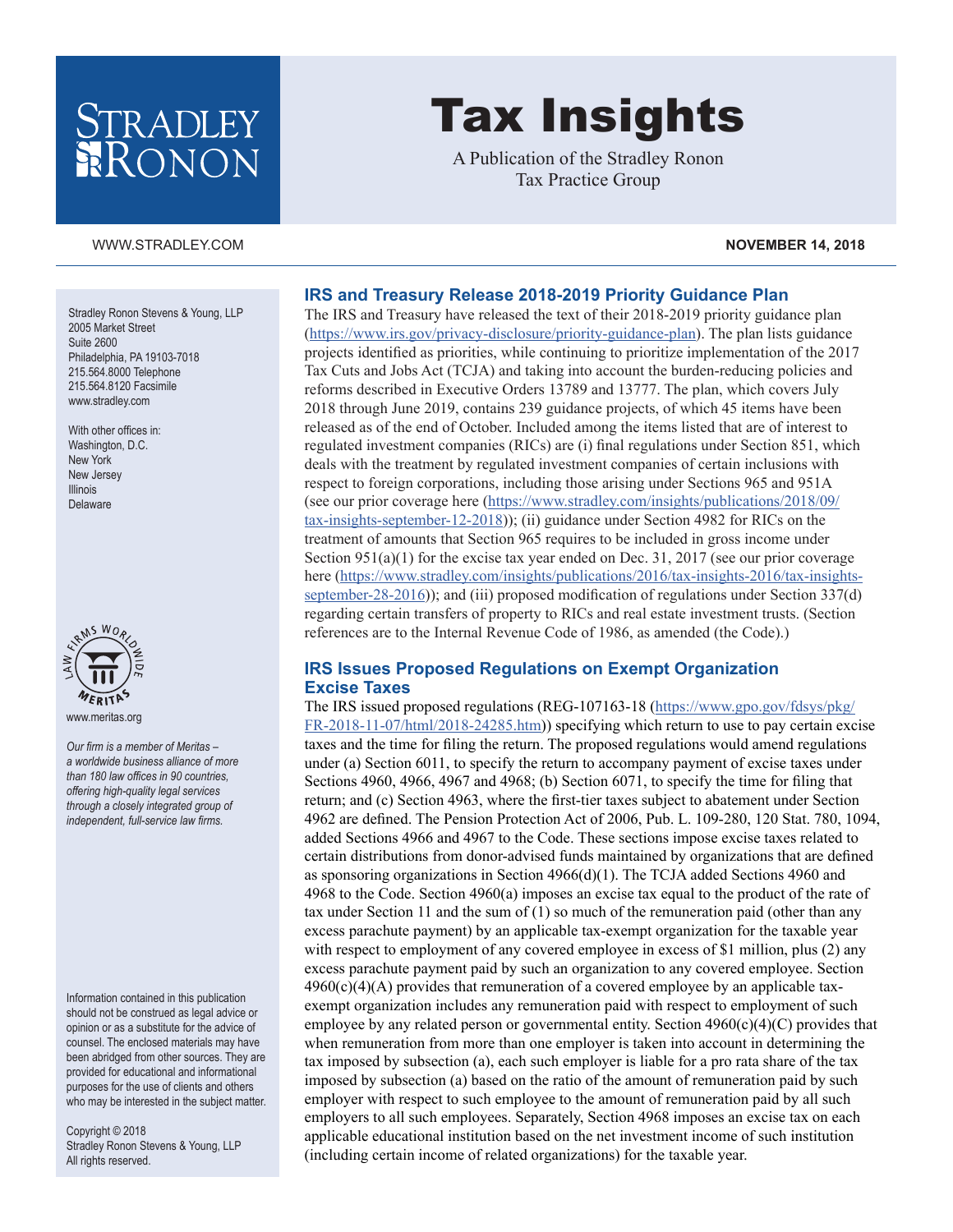# Tax Insights

A Publication of the Stradley Ronon Tax Practice Group

WWW.STRADLEY.COM

**NOVEMBER 14, 2018**

Stradley Ronon Stevens & Young, LLP
2005 Market Street
Suite 2600
Philadelphia, PA 19103-7018
215.564.8000 Telephone
215.564.8120 Facsimile
www.stradley.com

With other offices in:
Washington, D.C.
New York
New Jersey
Illinois
Delaware

www.meritas.org

*Our firm is a member of Meritas – a worldwide business alliance of more than 180 law offices in 90 countries, offering high-quality legal services through a closely integrated group of independent, full-service law firms.*

Information contained in this publication should not be construed as legal advice or opinion or as a substitute for the advice of counsel. The enclosed materials may have been abridged from other sources. They are provided for educational and informational purposes for the use of clients and others who may be interested in the subject matter.

Copyright © 2018
Stradley Ronon Stevens & Young, LLP
All rights reserved.

## IRS and Treasury Release 2018-2019 Priority Guidance Plan

The IRS and Treasury have released the text of their 2018-2019 priority guidance plan (https://www.irs.gov/privacy-disclosure/priority-guidance-plan). The plan lists guidance projects identified as priorities, while continuing to prioritize implementation of the 2017 Tax Cuts and Jobs Act (TCJA) and taking into account the burden-reducing policies and reforms described in Executive Orders 13789 and 13777. The plan, which covers July 2018 through June 2019, contains 239 guidance projects, of which 45 items have been released as of the end of October. Included among the items listed that are of interest to regulated investment companies (RICs) are (i) final regulations under Section 851, which deals with the treatment by regulated investment companies of certain inclusions with respect to foreign corporations, including those arising under Sections 965 and 951A (see our prior coverage here (https://www.stradley.com/insights/publications/2018/09/tax-insights-september-12-2018)); (ii) guidance under Section 4982 for RICs on the treatment of amounts that Section 965 requires to be included in gross income under Section 951(a)(1) for the excise tax year ended on Dec. 31, 2017 (see our prior coverage here (https://www.stradley.com/insights/publications/2016/tax-insights-2016/tax-insights-september-28-2016)); and (iii) proposed modification of regulations under Section 337(d) regarding certain transfers of property to RICs and real estate investment trusts. (Section references are to the Internal Revenue Code of 1986, as amended (the Code).)

## IRS Issues Proposed Regulations on Exempt Organization Excise Taxes

The IRS issued proposed regulations (REG-107163-18 (https://www.gpo.gov/fdsys/pkg/FR-2018-11-07/html/2018-24285.htm)) specifying which return to use to pay certain excise taxes and the time for filing the return. The proposed regulations would amend regulations under (a) Section 6011, to specify the return to accompany payment of excise taxes under Sections 4960, 4966, 4967 and 4968; (b) Section 6071, to specify the time for filing that return; and (c) Section 4963, where the first-tier taxes subject to abatement under Section 4962 are defined. The Pension Protection Act of 2006, Pub. L. 109-280, 120 Stat. 780, 1094, added Sections 4966 and 4967 to the Code. These sections impose excise taxes related to certain distributions from donor-advised funds maintained by organizations that are defined as sponsoring organizations in Section 4966(d)(1). The TCJA added Sections 4960 and 4968 to the Code. Section 4960(a) imposes an excise tax equal to the product of the rate of tax under Section 11 and the sum of (1) so much of the remuneration paid (other than any excess parachute payment) by an applicable tax-exempt organization for the taxable year with respect to employment of any covered employee in excess of $1 million, plus (2) any excess parachute payment paid by such an organization to any covered employee. Section 4960(c)(4)(A) provides that remuneration of a covered employee by an applicable tax-exempt organization includes any remuneration paid with respect to employment of such employee by any related person or governmental entity. Section 4960(c)(4)(C) provides that when remuneration from more than one employer is taken into account in determining the tax imposed by subsection (a), each such employer is liable for a pro rata share of the tax imposed by subsection (a) based on the ratio of the amount of remuneration paid by such employer with respect to such employee to the amount of remuneration paid by all such employers to all such employees. Separately, Section 4968 imposes an excise tax on each applicable educational institution based on the net investment income of such institution (including certain income of related organizations) for the taxable year.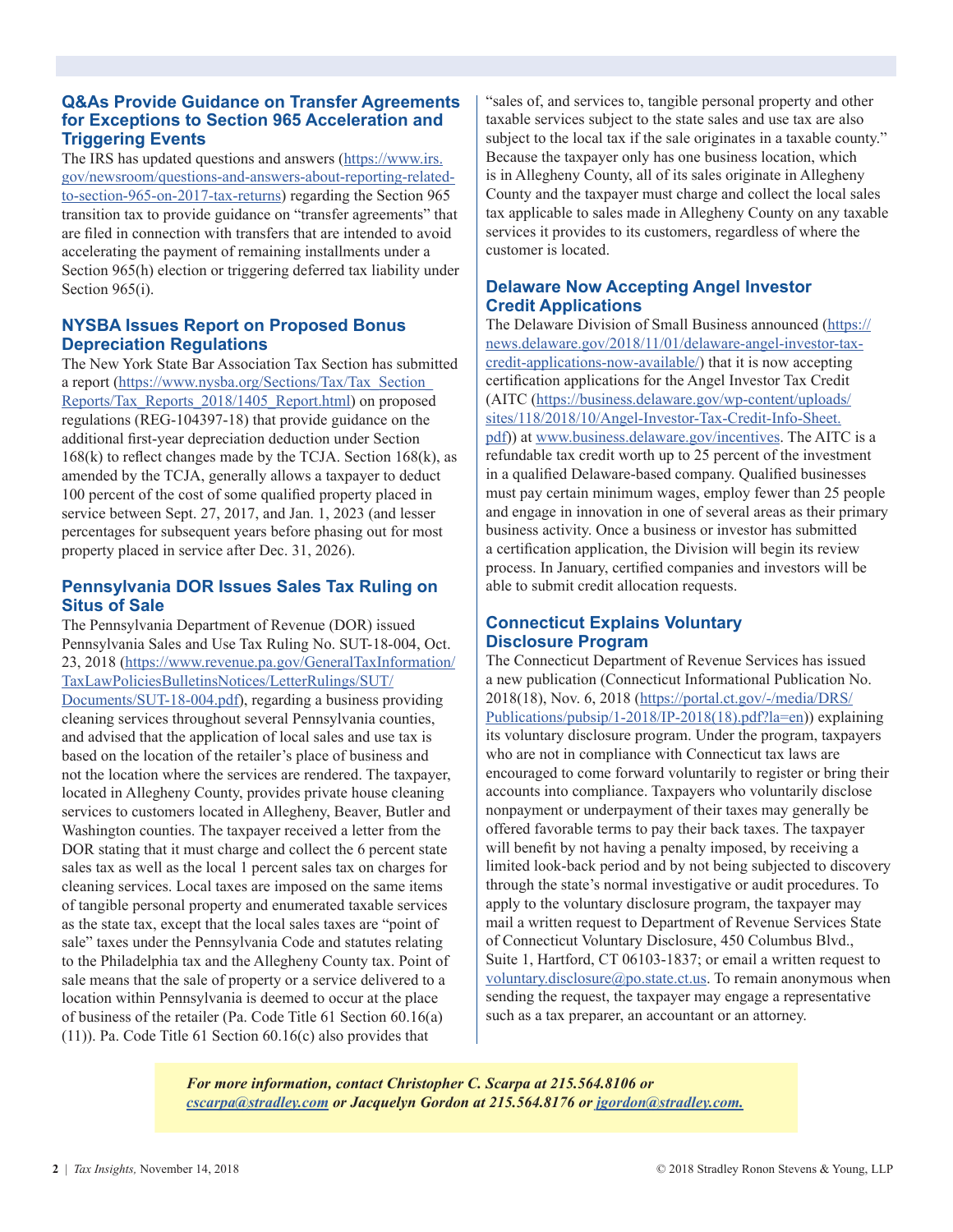## Q&As Provide Guidance on Transfer Agreements for Exceptions to Section 965 Acceleration and Triggering Events

The IRS has updated questions and answers (https://www.irs.gov/newsroom/questions-and-answers-about-reporting-related-to-section-965-on-2017-tax-returns) regarding the Section 965 transition tax to provide guidance on "transfer agreements" that are filed in connection with transfers that are intended to avoid accelerating the payment of remaining installments under a Section 965(h) election or triggering deferred tax liability under Section 965(i).

## NYSBA Issues Report on Proposed Bonus Depreciation Regulations

The New York State Bar Association Tax Section has submitted a report (https://www.nysba.org/Sections/Tax/Tax_Section_Reports/Tax_Reports_2018/1405_Report.html) on proposed regulations (REG-104397-18) that provide guidance on the additional first-year depreciation deduction under Section 168(k) to reflect changes made by the TCJA. Section 168(k), as amended by the TCJA, generally allows a taxpayer to deduct 100 percent of the cost of some qualified property placed in service between Sept. 27, 2017, and Jan. 1, 2023 (and lesser percentages for subsequent years before phasing out for most property placed in service after Dec. 31, 2026).

## Pennsylvania DOR Issues Sales Tax Ruling on Situs of Sale

The Pennsylvania Department of Revenue (DOR) issued Pennsylvania Sales and Use Tax Ruling No. SUT-18-004, Oct. 23, 2018 (https://www.revenue.pa.gov/GeneralTaxInformation/TaxLawPoliciesBulletinsNotices/LetterRulings/SUT/Documents/SUT-18-004.pdf), regarding a business providing cleaning services throughout several Pennsylvania counties, and advised that the application of local sales and use tax is based on the location of the retailer's place of business and not the location where the services are rendered. The taxpayer, located in Allegheny County, provides private house cleaning services to customers located in Allegheny, Beaver, Butler and Washington counties. The taxpayer received a letter from the DOR stating that it must charge and collect the 6 percent state sales tax as well as the local 1 percent sales tax on charges for cleaning services. Local taxes are imposed on the same items of tangible personal property and enumerated taxable services as the state tax, except that the local sales taxes are "point of sale" taxes under the Pennsylvania Code and statutes relating to the Philadelphia tax and the Allegheny County tax. Point of sale means that the sale of property or a service delivered to a location within Pennsylvania is deemed to occur at the place of business of the retailer (Pa. Code Title 61 Section 60.16(a)(11)). Pa. Code Title 61 Section 60.16(c) also provides that "sales of, and services to, tangible personal property and other taxable services subject to the state sales and use tax are also subject to the local tax if the sale originates in a taxable county." Because the taxpayer only has one business location, which is in Allegheny County, all of its sales originate in Allegheny County and the taxpayer must charge and collect the local sales tax applicable to sales made in Allegheny County on any taxable services it provides to its customers, regardless of where the customer is located.

## Delaware Now Accepting Angel Investor Credit Applications

The Delaware Division of Small Business announced (https://news.delaware.gov/2018/11/01/delaware-angel-investor-tax-credit-applications-now-available/) that it is now accepting certification applications for the Angel Investor Tax Credit (AITC (https://business.delaware.gov/wp-content/uploads/sites/118/2018/10/Angel-Investor-Tax-Credit-Info-Sheet.pdf)) at www.business.delaware.gov/incentives. The AITC is a refundable tax credit worth up to 25 percent of the investment in a qualified Delaware-based company. Qualified businesses must pay certain minimum wages, employ fewer than 25 people and engage in innovation in one of several areas as their primary business activity. Once a business or investor has submitted a certification application, the Division will begin its review process. In January, certified companies and investors will be able to submit credit allocation requests.

## Connecticut Explains Voluntary Disclosure Program

The Connecticut Department of Revenue Services has issued a new publication (Connecticut Informational Publication No. 2018(18), Nov. 6, 2018 (https://portal.ct.gov/-/media/DRS/Publications/pubsip/1-2018/IP-2018(18).pdf?la=en)) explaining its voluntary disclosure program. Under the program, taxpayers who are not in compliance with Connecticut tax laws are encouraged to come forward voluntarily to register or bring their accounts into compliance. Taxpayers who voluntarily disclose nonpayment or underpayment of their taxes may generally be offered favorable terms to pay their back taxes. The taxpayer will benefit by not having a penalty imposed, by receiving a limited look-back period and by not being subjected to discovery through the state's normal investigative or audit procedures. To apply to the voluntary disclosure program, the taxpayer may mail a written request to Department of Revenue Services State of Connecticut Voluntary Disclosure, 450 Columbus Blvd., Suite 1, Hartford, CT 06103-1837; or email a written request to voluntary.disclosure@po.state.ct.us. To remain anonymous when sending the request, the taxpayer may engage a representative such as a tax preparer, an accountant or an attorney.

***For more information, contact Christopher C. Scarpa at 215.564.8106 or cscarpa@stradley.com or Jacquelyn Gordon at 215.564.8176 or jgordon@stradley.com.***